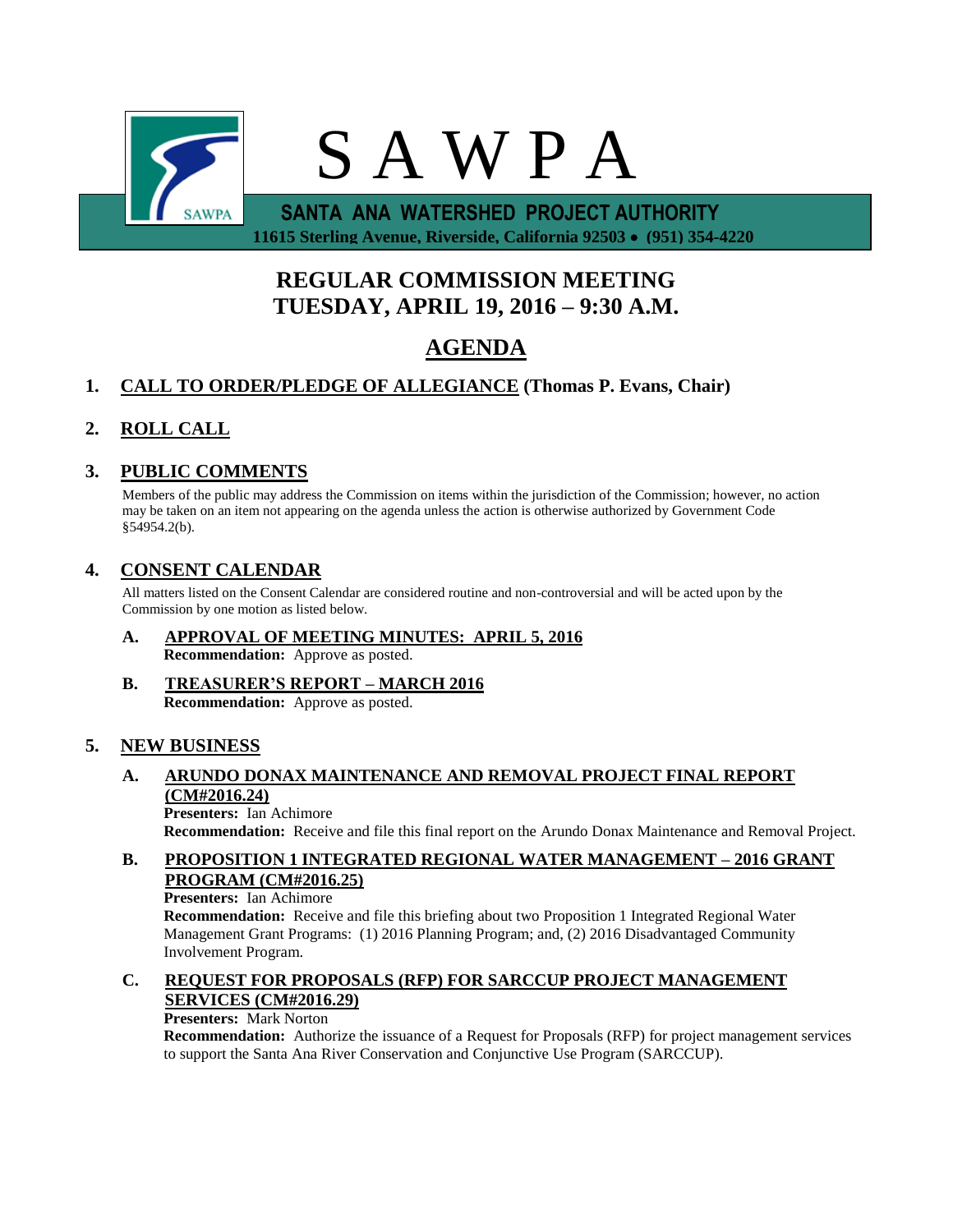# S A W P A

**SANTA ANA WATERSHED PROJECT AUTHORITY**

**11615 Sterling Avenue, Riverside, California 92503 • (951) 354-4220**

## REGULAR COMMISSION MEETING
## TUESDAY, APRIL 19, 2016 – 9:30 A.M.

# AGENDA

## 1. CALL TO ORDER/PLEDGE OF ALLEGIANCE (Thomas P. Evans, Chair)

## 2. ROLL CALL

## 3. PUBLIC COMMENTS

Members of the public may address the Commission on items within the jurisdiction of the Commission; however, no action may be taken on an item not appearing on the agenda unless the action is otherwise authorized by Government Code §54954.2(b).

## 4. CONSENT CALENDAR

All matters listed on the Consent Calendar are considered routine and non-controversial and will be acted upon by the Commission by one motion as listed below.

**A. APPROVAL OF MEETING MINUTES: APRIL 5, 2016**
**Recommendation:** Approve as posted.

**B. TREASURER'S REPORT – MARCH 2016**
**Recommendation:** Approve as posted.

## 5. NEW BUSINESS

**A. ARUNDO DONAX MAINTENANCE AND REMOVAL PROJECT FINAL REPORT (CM#2016.24)**
**Presenters:** Ian Achimore
**Recommendation:** Receive and file this final report on the Arundo Donax Maintenance and Removal Project.

**B. PROPOSITION 1 INTEGRATED REGIONAL WATER MANAGEMENT – 2016 GRANT PROGRAM (CM#2016.25)**
**Presenters:** Ian Achimore
**Recommendation:** Receive and file this briefing about two Proposition 1 Integrated Regional Water Management Grant Programs: (1) 2016 Planning Program; and, (2) 2016 Disadvantaged Community Involvement Program.

**C. REQUEST FOR PROPOSALS (RFP) FOR SARCCUP PROJECT MANAGEMENT SERVICES (CM#2016.29)**
**Presenters:** Mark Norton
**Recommendation:** Authorize the issuance of a Request for Proposals (RFP) for project management services to support the Santa Ana River Conservation and Conjunctive Use Program (SARCCUP).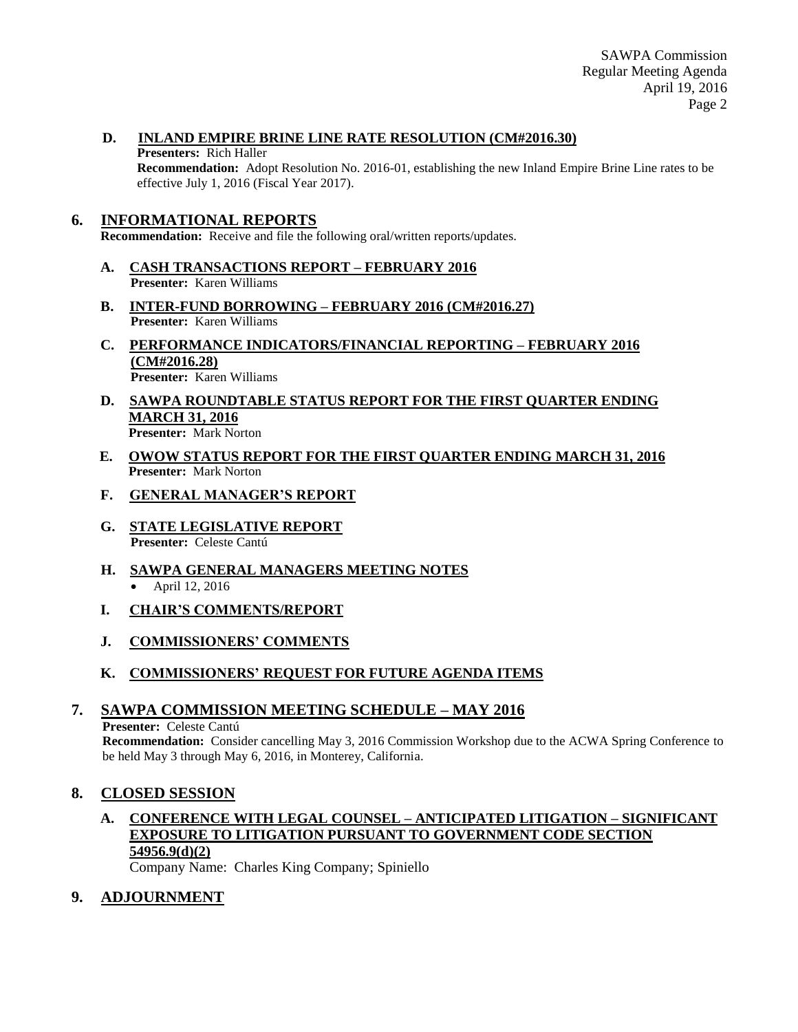**D. INLAND EMPIRE BRINE LINE RATE RESOLUTION (CM#2016.30)**

**Presenters:** Rich Haller

**Recommendation:** Adopt Resolution No. 2016-01, establishing the new Inland Empire Brine Line rates to be effective July 1, 2016 (Fiscal Year 2017).

## 6. INFORMATIONAL REPORTS

**Recommendation:** Receive and file the following oral/written reports/updates.

**A. CASH TRANSACTIONS REPORT – FEBRUARY 2016**

**Presenter:** Karen Williams

**B. INTER-FUND BORROWING – FEBRUARY 2016 (CM#2016.27)**

**Presenter:** Karen Williams

**C. PERFORMANCE INDICATORS/FINANCIAL REPORTING – FEBRUARY 2016 (CM#2016.28)**

**Presenter:** Karen Williams

**D. SAWPA ROUNDTABLE STATUS REPORT FOR THE FIRST QUARTER ENDING MARCH 31, 2016**

**Presenter:** Mark Norton

**E. OWOW STATUS REPORT FOR THE FIRST QUARTER ENDING MARCH 31, 2016**

**Presenter:** Mark Norton

**F. GENERAL MANAGER'S REPORT**

**G. STATE LEGISLATIVE REPORT**

**Presenter:** Celeste Cantú

**H. SAWPA GENERAL MANAGERS MEETING NOTES**

- April 12, 2016

**I. CHAIR'S COMMENTS/REPORT**

**J. COMMISSIONERS' COMMENTS**

**K. COMMISSIONERS' REQUEST FOR FUTURE AGENDA ITEMS**

## 7. SAWPA COMMISSION MEETING SCHEDULE – MAY 2016

**Presenter:** Celeste Cantú

**Recommendation:** Consider cancelling May 3, 2016 Commission Workshop due to the ACWA Spring Conference to be held May 3 through May 6, 2016, in Monterey, California.

## 8. CLOSED SESSION

**A. CONFERENCE WITH LEGAL COUNSEL – ANTICIPATED LITIGATION – SIGNIFICANT EXPOSURE TO LITIGATION PURSUANT TO GOVERNMENT CODE SECTION 54956.9(d)(2)**

Company Name: Charles King Company; Spiniello

## 9. ADJOURNMENT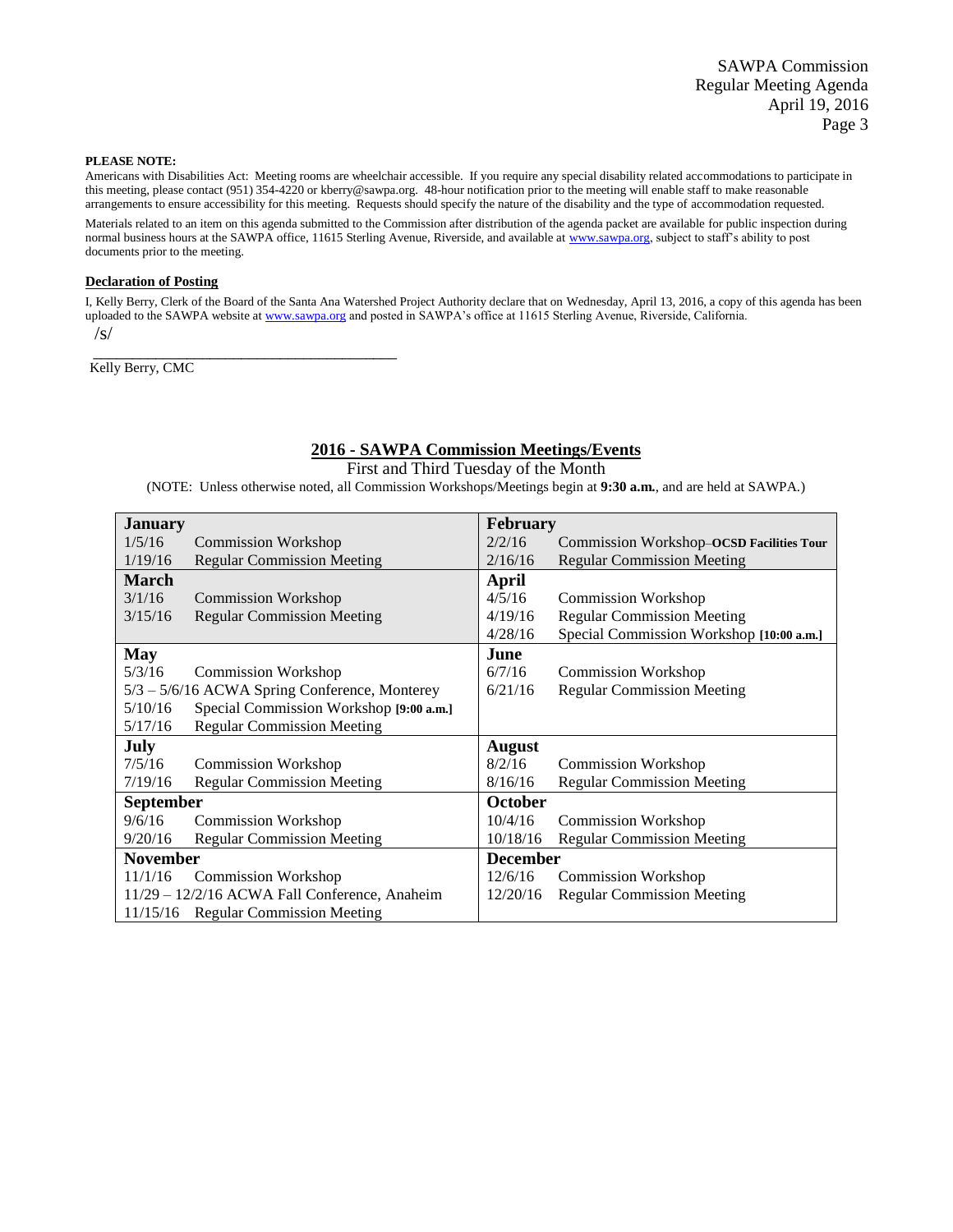**PLEASE NOTE:**

Americans with Disabilities Act: Meeting rooms are wheelchair accessible. If you require any special disability related accommodations to participate in this meeting, please contact (951) 354-4220 or kberry@sawpa.org. 48-hour notification prior to the meeting will enable staff to make reasonable arrangements to ensure accessibility for this meeting. Requests should specify the nature of the disability and the type of accommodation requested.

Materials related to an item on this agenda submitted to the Commission after distribution of the agenda packet are available for public inspection during normal business hours at the SAWPA office, 11615 Sterling Avenue, Riverside, and available at www.sawpa.org, subject to staff's ability to post documents prior to the meeting.

**Declaration of Posting**

I, Kelly Berry, Clerk of the Board of the Santa Ana Watershed Project Authority declare that on Wednesday, April 13, 2016, a copy of this agenda has been uploaded to the SAWPA website at www.sawpa.org and posted in SAWPA's office at 11615 Sterling Avenue, Riverside, California.

/s/

Kelly Berry, CMC

## 2016 - SAWPA Commission Meetings/Events

First and Third Tuesday of the Month

(NOTE: Unless otherwise noted, all Commission Workshops/Meetings begin at **9:30 a.m.**, and are held at SAWPA.)

| | |
|---|---|
| **January** | **February** |
| 1/5/16 Commission Workshop | 2/2/16 Commission Workshop–**OCSD Facilities Tour** |
| 1/19/16 Regular Commission Meeting | 2/16/16 Regular Commission Meeting |
| **March** | **April** |
| 3/1/16 Commission Workshop | 4/5/16 Commission Workshop |
| 3/15/16 Regular Commission Meeting | 4/19/16 Regular Commission Meeting |
| | 4/28/16 Special Commission Workshop **[10:00 a.m.]** |
| **May** | **June** |
| 5/3/16 Commission Workshop | 6/7/16 Commission Workshop |
| 5/3 – 5/6/16 ACWA Spring Conference, Monterey | 6/21/16 Regular Commission Meeting |
| 5/10/16 Special Commission Workshop **[9:00 a.m.]** | |
| 5/17/16 Regular Commission Meeting | |
| **July** | **August** |
| 7/5/16 Commission Workshop | 8/2/16 Commission Workshop |
| 7/19/16 Regular Commission Meeting | 8/16/16 Regular Commission Meeting |
| **September** | **October** |
| 9/6/16 Commission Workshop | 10/4/16 Commission Workshop |
| 9/20/16 Regular Commission Meeting | 10/18/16 Regular Commission Meeting |
| **November** | **December** |
| 11/1/16 Commission Workshop | 12/6/16 Commission Workshop |
| 11/29 – 12/2/16 ACWA Fall Conference, Anaheim | 12/20/16 Regular Commission Meeting |
| 11/15/16 Regular Commission Meeting | |